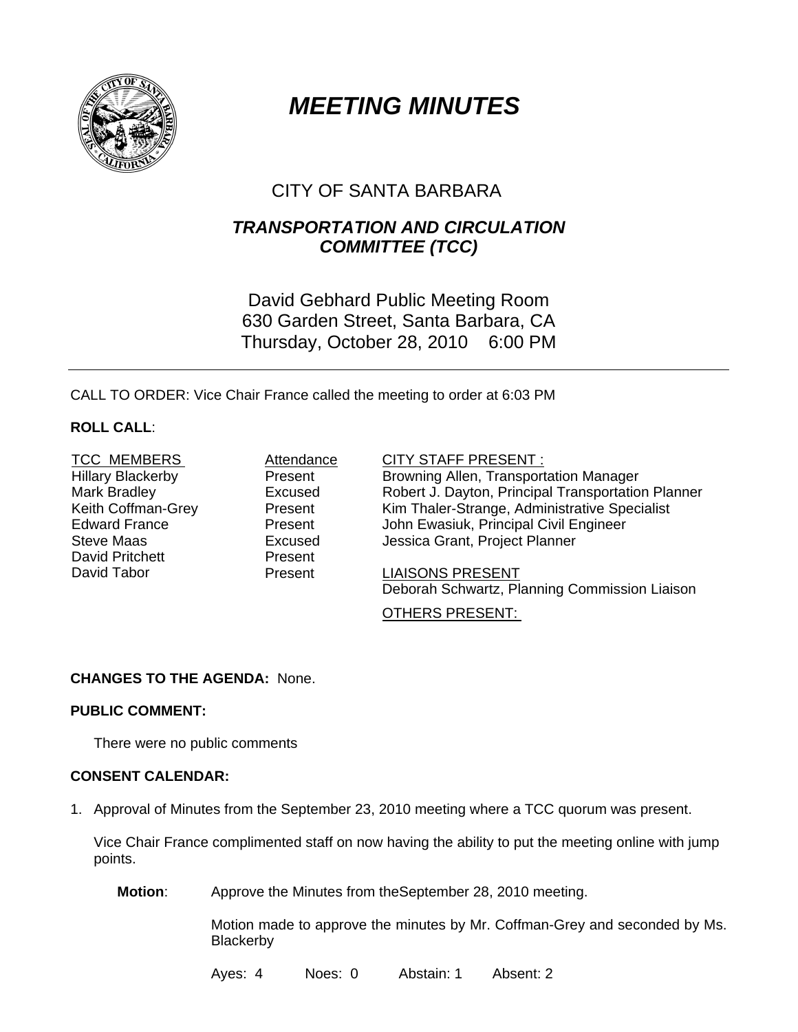# MEETING MINUTES

## CITY OF SANTA BARBARA

## TRANSPORTATION AND CIRCULATION COMMITTEE (TCC)

David Gebhard Public Meeting Room
630 Garden Street, Santa Barbara, CA
Thursday, October 28, 2010 6:00 PM

---

CALL TO ORDER: Vice Chair France called the meeting to order at 6:03 PM

**ROLL CALL**:

| TCC MEMBERS | Attendance |
|---|---|
| Hillary Blackerby | Present |
| Mark Bradley | Excused |
| Keith Coffman-Grey | Present |
| Edward France | Present |
| Steve Maas | Excused |
| David Pritchett | Present |
| David Tabor | Present |

CITY STAFF PRESENT :
Browning Allen, Transportation Manager
Robert J. Dayton, Principal Transportation Planner
Kim Thaler-Strange, Administrative Specialist
John Ewasiuk, Principal Civil Engineer
Jessica Grant, Project Planner

LIAISONS PRESENT
Deborah Schwartz, Planning Commission Liaison

OTHERS PRESENT:

**CHANGES TO THE AGENDA:** None.

**PUBLIC COMMENT:**

There were no public comments

**CONSENT CALENDAR:**

1. Approval of Minutes from the September 23, 2010 meeting where a TCC quorum was present.

   Vice Chair France complimented staff on now having the ability to put the meeting online with jump points.

   **Motion**: Approve the Minutes from theSeptember 28, 2010 meeting.

   Motion made to approve the minutes by Mr. Coffman-Grey and seconded by Ms. Blackerby

   Ayes: 4 Noes: 0 Abstain: 1 Absent: 2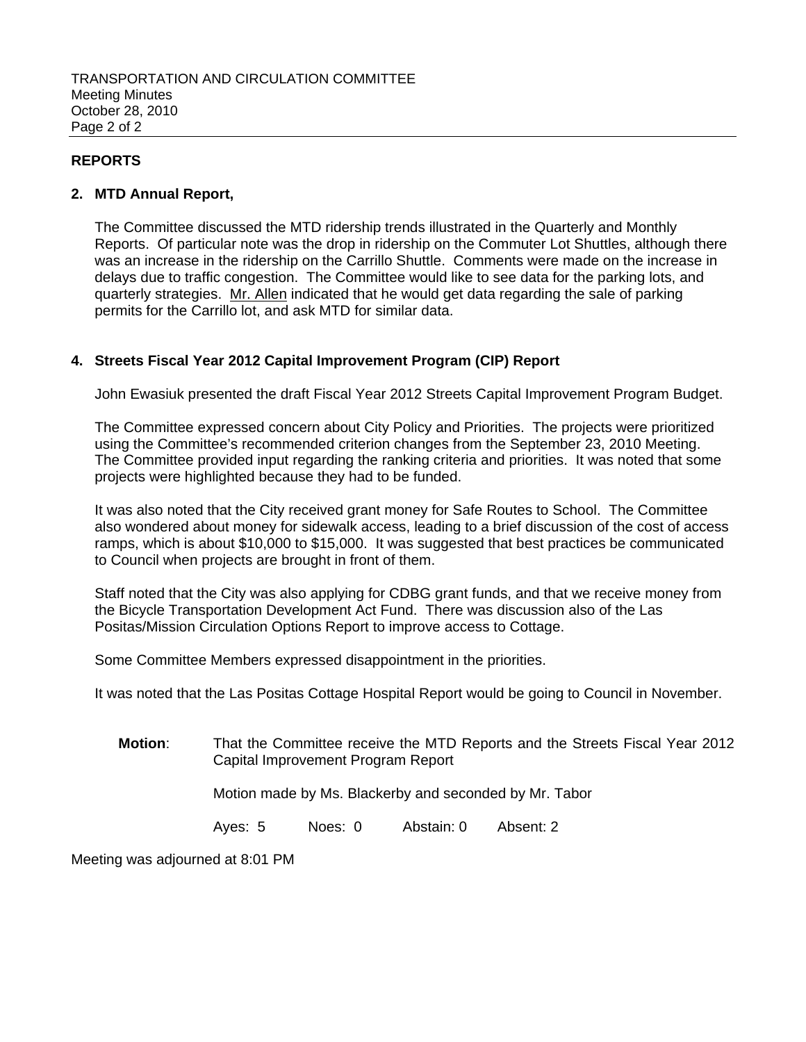## REPORTS

### 2. MTD Annual Report,

The Committee discussed the MTD ridership trends illustrated in the Quarterly and Monthly Reports. Of particular note was the drop in ridership on the Commuter Lot Shuttles, although there was an increase in the ridership on the Carrillo Shuttle. Comments were made on the increase in delays due to traffic congestion. The Committee would like to see data for the parking lots, and quarterly strategies. Mr. Allen indicated that he would get data regarding the sale of parking permits for the Carrillo lot, and ask MTD for similar data.

### 4. Streets Fiscal Year 2012 Capital Improvement Program (CIP) Report

John Ewasiuk presented the draft Fiscal Year 2012 Streets Capital Improvement Program Budget.

The Committee expressed concern about City Policy and Priorities. The projects were prioritized using the Committee's recommended criterion changes from the September 23, 2010 Meeting. The Committee provided input regarding the ranking criteria and priorities. It was noted that some projects were highlighted because they had to be funded.

It was also noted that the City received grant money for Safe Routes to School. The Committee also wondered about money for sidewalk access, leading to a brief discussion of the cost of access ramps, which is about $10,000 to $15,000. It was suggested that best practices be communicated to Council when projects are brought in front of them.

Staff noted that the City was also applying for CDBG grant funds, and that we receive money from the Bicycle Transportation Development Act Fund. There was discussion also of the Las Positas/Mission Circulation Options Report to improve access to Cottage.

Some Committee Members expressed disappointment in the priorities.

It was noted that the Las Positas Cottage Hospital Report would be going to Council in November.

**Motion**: That the Committee receive the MTD Reports and the Streets Fiscal Year 2012 Capital Improvement Program Report

Motion made by Ms. Blackerby and seconded by Mr. Tabor

Ayes: 5 Noes: 0 Abstain: 0 Absent: 2

Meeting was adjourned at 8:01 PM